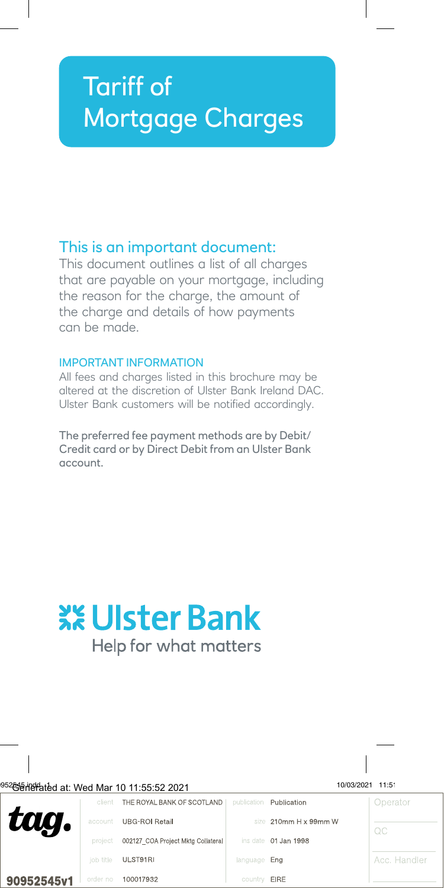# Tariff of Mortgage Charges

## This is an important document:

This document outlines a list of all charges that are payable on your mortgage, including the reason for the charge, the amount of the charge and details of how payments can be made.

### IMPORTANT INFORMATION

All fees and charges listed in this brochure may be altered at the discretion of Ulster Bank Ireland DAC. Ulster Bank customers will be notified accordingly.

**The preferred fee payment methods are by Debit/Credit card or by Direct Debit from an Ulster Bank account.**

Ulster Bank
Help for what matters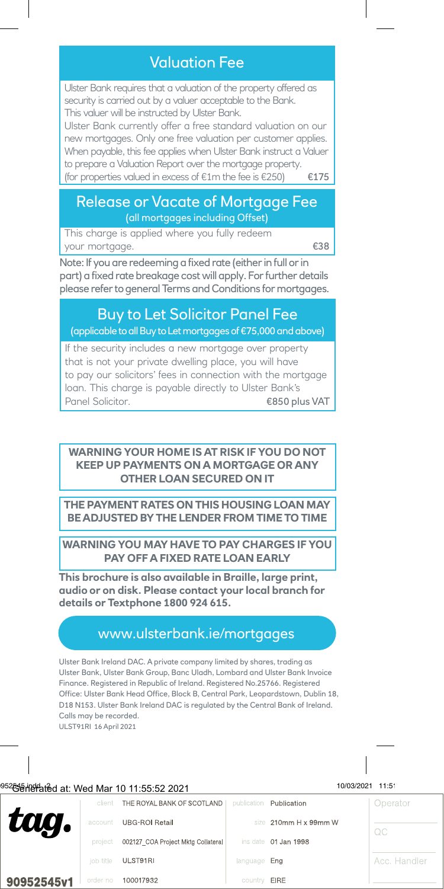## Valuation Fee

Ulster Bank requires that a valuation of the property offered as security is carried out by a valuer acceptable to the Bank. This valuer will be instructed by Ulster Bank.

Ulster Bank currently offer a free standard valuation on our new mortgages. Only one free valuation per customer applies. When payable, this fee applies when Ulster Bank instruct a Valuer to prepare a Valuation Report over the mortgage property. (for properties valued in excess of €1m the fee is €250) **€175**

## Release or Vacate of Mortgage Fee

(all mortgages including Offset)

This charge is applied where you fully redeem your mortgage. **€38**

**Note: If you are redeeming a fixed rate (either in full or in part) a fixed rate breakage cost will apply. For further details please refer to general Terms and Conditions for mortgages.**

## Buy to Let Solicitor Panel Fee

(applicable to all Buy to Let mortgages of €75,000 and above)

If the security includes a new mortgage over property that is not your private dwelling place, you will have to pay our solicitors' fees in connection with the mortgage loan. This charge is payable directly to Ulster Bank's Panel Solicitor. **€850 plus VAT**

**WARNING YOUR HOME IS AT RISK IF YOU DO NOT KEEP UP PAYMENTS ON A MORTGAGE OR ANY OTHER LOAN SECURED ON IT**

**THE PAYMENT RATES ON THIS HOUSING LOAN MAY BE ADJUSTED BY THE LENDER FROM TIME TO TIME**

**WARNING YOU MAY HAVE TO PAY CHARGES IF YOU PAY OFF A FIXED RATE LOAN EARLY**

**This brochure is also available in Braille, large print, audio or on disk. Please contact your local branch for details or Textphone 1800 924 615.**

www.ulsterbank.ie/mortgages

Ulster Bank Ireland DAC. A private company limited by shares, trading as Ulster Bank, Ulster Bank Group, Banc Uladh, Lombard and Ulster Bank Invoice Finance. Registered in Republic of Ireland. Registered No.25766. Registered Office: Ulster Bank Head Office, Block B, Central Park, Leopardstown, Dublin 18, D18 N153. Ulster Bank Ireland DAC is regulated by the Central Bank of Ireland. Calls may be recorded.

ULST91RI 16 April 2021